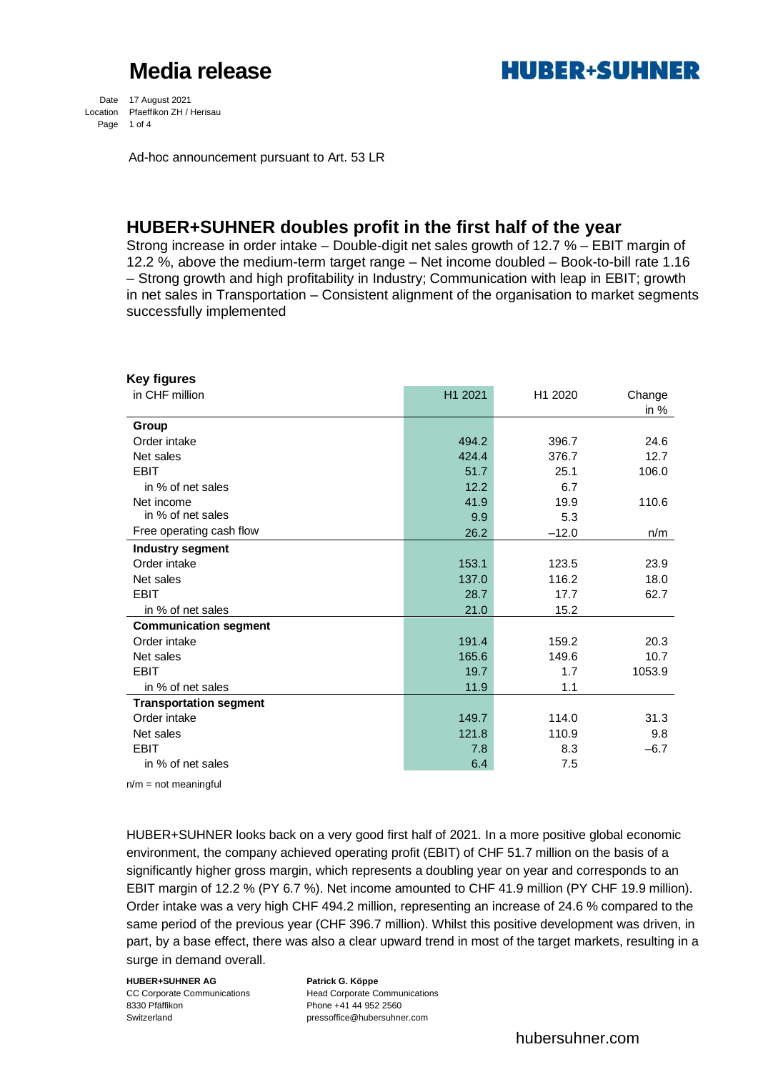# Media release

**HUBER+SUHNER**

Date 17 August 2021
Location Pfaeffikon ZH / Herisau

Ad-hoc announcement pursuant to Art. 53 LR

## HUBER+SUHNER doubles profit in the first half of the year

Strong increase in order intake – Double-digit net sales growth of 12.7 % – EBIT margin of 12.2 %, above the medium-term target range – Net income doubled – Book-to-bill rate 1.16 – Strong growth and high profitability in Industry; Communication with leap in EBIT; growth in net sales in Transportation – Consistent alignment of the organisation to market segments successfully implemented

**Key figures**

| in CHF million | H1 2021 | H1 2020 | Change in % |
|---|---|---|---|
| **Group** | | | |
| Order intake | 494.2 | 396.7 | 24.6 |
| Net sales | 424.4 | 376.7 | 12.7 |
| EBIT | 51.7 | 25.1 | 106.0 |
| in % of net sales | 12.2 | 6.7 | |
| Net income | 41.9 | 19.9 | 110.6 |
| in % of net sales | 9.9 | 5.3 | |
| Free operating cash flow | 26.2 | –12.0 | n/m |
| **Industry segment** | | | |
| Order intake | 153.1 | 123.5 | 23.9 |
| Net sales | 137.0 | 116.2 | 18.0 |
| EBIT | 28.7 | 17.7 | 62.7 |
| in % of net sales | 21.0 | 15.2 | |
| **Communication segment** | | | |
| Order intake | 191.4 | 159.2 | 20.3 |
| Net sales | 165.6 | 149.6 | 10.7 |
| EBIT | 19.7 | 1.7 | 1053.9 |
| in % of net sales | 11.9 | 1.1 | |
| **Transportation segment** | | | |
| Order intake | 149.7 | 114.0 | 31.3 |
| Net sales | 121.8 | 110.9 | 9.8 |
| EBIT | 7.8 | 8.3 | –6.7 |
| in % of net sales | 6.4 | 7.5 | |

n/m = not meaningful

HUBER+SUHNER looks back on a very good first half of 2021. In a more positive global economic environment, the company achieved operating profit (EBIT) of CHF 51.7 million on the basis of a significantly higher gross margin, which represents a doubling year on year and corresponds to an EBIT margin of 12.2 % (PY 6.7 %). Net income amounted to CHF 41.9 million (PY CHF 19.9 million). Order intake was a very high CHF 494.2 million, representing an increase of 24.6 % compared to the same period of the previous year (CHF 396.7 million). Whilst this positive development was driven, in part, by a base effect, there was also a clear upward trend in most of the target markets, resulting in a surge in demand overall.

**HUBER+SUHNER AG**
CC Corporate Communications
8330 Pfäffikon
Switzerland

**Patrick G. Köppe**
Head Corporate Communications
Phone +41 44 952 2560
pressoffice@hubersuhner.com

hubersuhner.com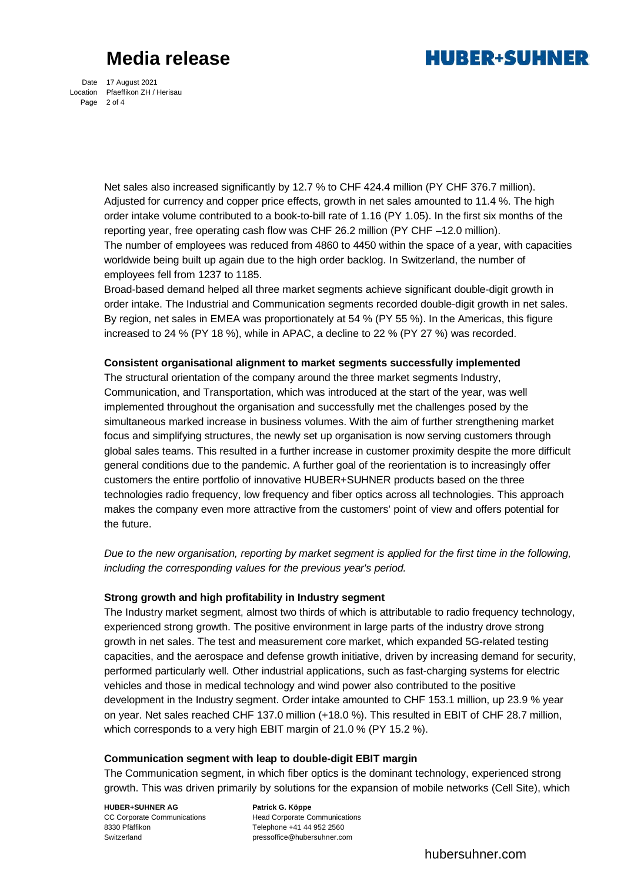Net sales also increased significantly by 12.7 % to CHF 424.4 million (PY CHF 376.7 million). Adjusted for currency and copper price effects, growth in net sales amounted to 11.4 %. The high order intake volume contributed to a book-to-bill rate of 1.16 (PY 1.05). In the first six months of the reporting year, free operating cash flow was CHF 26.2 million (PY CHF –12.0 million). The number of employees was reduced from 4860 to 4450 within the space of a year, with capacities worldwide being built up again due to the high order backlog. In Switzerland, the number of employees fell from 1237 to 1185.
Broad-based demand helped all three market segments achieve significant double-digit growth in order intake. The Industrial and Communication segments recorded double-digit growth in net sales. By region, net sales in EMEA was proportionately at 54 % (PY 55 %). In the Americas, this figure increased to 24 % (PY 18 %), while in APAC, a decline to 22 % (PY 27 %) was recorded.

**Consistent organisational alignment to market segments successfully implemented**
The structural orientation of the company around the three market segments Industry, Communication, and Transportation, which was introduced at the start of the year, was well implemented throughout the organisation and successfully met the challenges posed by the simultaneous marked increase in business volumes. With the aim of further strengthening market focus and simplifying structures, the newly set up organisation is now serving customers through global sales teams. This resulted in a further increase in customer proximity despite the more difficult general conditions due to the pandemic. A further goal of the reorientation is to increasingly offer customers the entire portfolio of innovative HUBER+SUHNER products based on the three technologies radio frequency, low frequency and fiber optics across all technologies. This approach makes the company even more attractive from the customers' point of view and offers potential for the future.

*Due to the new organisation, reporting by market segment is applied for the first time in the following, including the corresponding values for the previous year's period.*

**Strong growth and high profitability in Industry segment**
The Industry market segment, almost two thirds of which is attributable to radio frequency technology, experienced strong growth. The positive environment in large parts of the industry drove strong growth in net sales. The test and measurement core market, which expanded 5G-related testing capacities, and the aerospace and defense growth initiative, driven by increasing demand for security, performed particularly well. Other industrial applications, such as fast-charging systems for electric vehicles and those in medical technology and wind power also contributed to the positive development in the Industry segment. Order intake amounted to CHF 153.1 million, up 23.9 % year on year. Net sales reached CHF 137.0 million (+18.0 %). This resulted in EBIT of CHF 28.7 million, which corresponds to a very high EBIT margin of 21.0 % (PY 15.2 %).

**Communication segment with leap to double-digit EBIT margin**
The Communication segment, in which fiber optics is the dominant technology, experienced strong growth. This was driven primarily by solutions for the expansion of mobile networks (Cell Site), which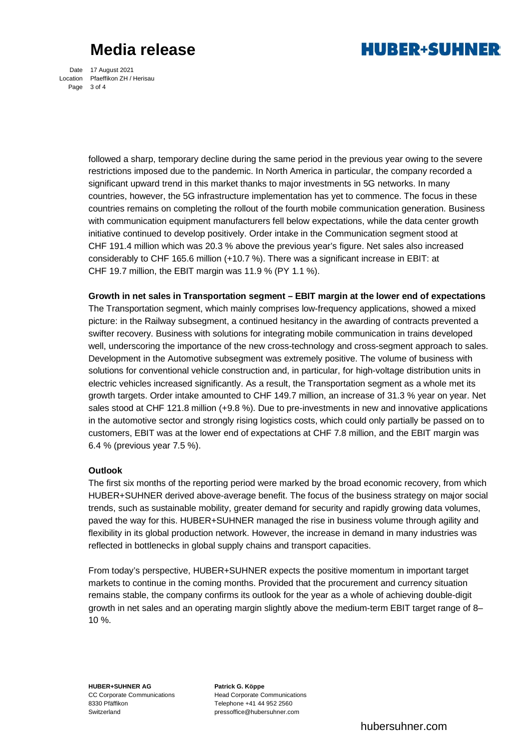followed a sharp, temporary decline during the same period in the previous year owing to the severe restrictions imposed due to the pandemic. In North America in particular, the company recorded a significant upward trend in this market thanks to major investments in 5G networks. In many countries, however, the 5G infrastructure implementation has yet to commence. The focus in these countries remains on completing the rollout of the fourth mobile communication generation. Business with communication equipment manufacturers fell below expectations, while the data center growth initiative continued to develop positively. Order intake in the Communication segment stood at CHF 191.4 million which was 20.3 % above the previous year's figure. Net sales also increased considerably to CHF 165.6 million (+10.7 %). There was a significant increase in EBIT: at CHF 19.7 million, the EBIT margin was 11.9 % (PY 1.1 %).

**Growth in net sales in Transportation segment – EBIT margin at the lower end of expectations**

The Transportation segment, which mainly comprises low-frequency applications, showed a mixed picture: in the Railway subsegment, a continued hesitancy in the awarding of contracts prevented a swifter recovery. Business with solutions for integrating mobile communication in trains developed well, underscoring the importance of the new cross-technology and cross-segment approach to sales. Development in the Automotive subsegment was extremely positive. The volume of business with solutions for conventional vehicle construction and, in particular, for high-voltage distribution units in electric vehicles increased significantly. As a result, the Transportation segment as a whole met its growth targets. Order intake amounted to CHF 149.7 million, an increase of 31.3 % year on year. Net sales stood at CHF 121.8 million (+9.8 %). Due to pre-investments in new and innovative applications in the automotive sector and strongly rising logistics costs, which could only partially be passed on to customers, EBIT was at the lower end of expectations at CHF 7.8 million, and the EBIT margin was 6.4 % (previous year 7.5 %).

**Outlook**

The first six months of the reporting period were marked by the broad economic recovery, from which HUBER+SUHNER derived above-average benefit. The focus of the business strategy on major social trends, such as sustainable mobility, greater demand for security and rapidly growing data volumes, paved the way for this. HUBER+SUHNER managed the rise in business volume through agility and flexibility in its global production network. However, the increase in demand in many industries was reflected in bottlenecks in global supply chains and transport capacities.

From today's perspective, HUBER+SUHNER expects the positive momentum in important target markets to continue in the coming months. Provided that the procurement and currency situation remains stable, the company confirms its outlook for the year as a whole of achieving double-digit growth in net sales and an operating margin slightly above the medium-term EBIT target range of 8–10 %.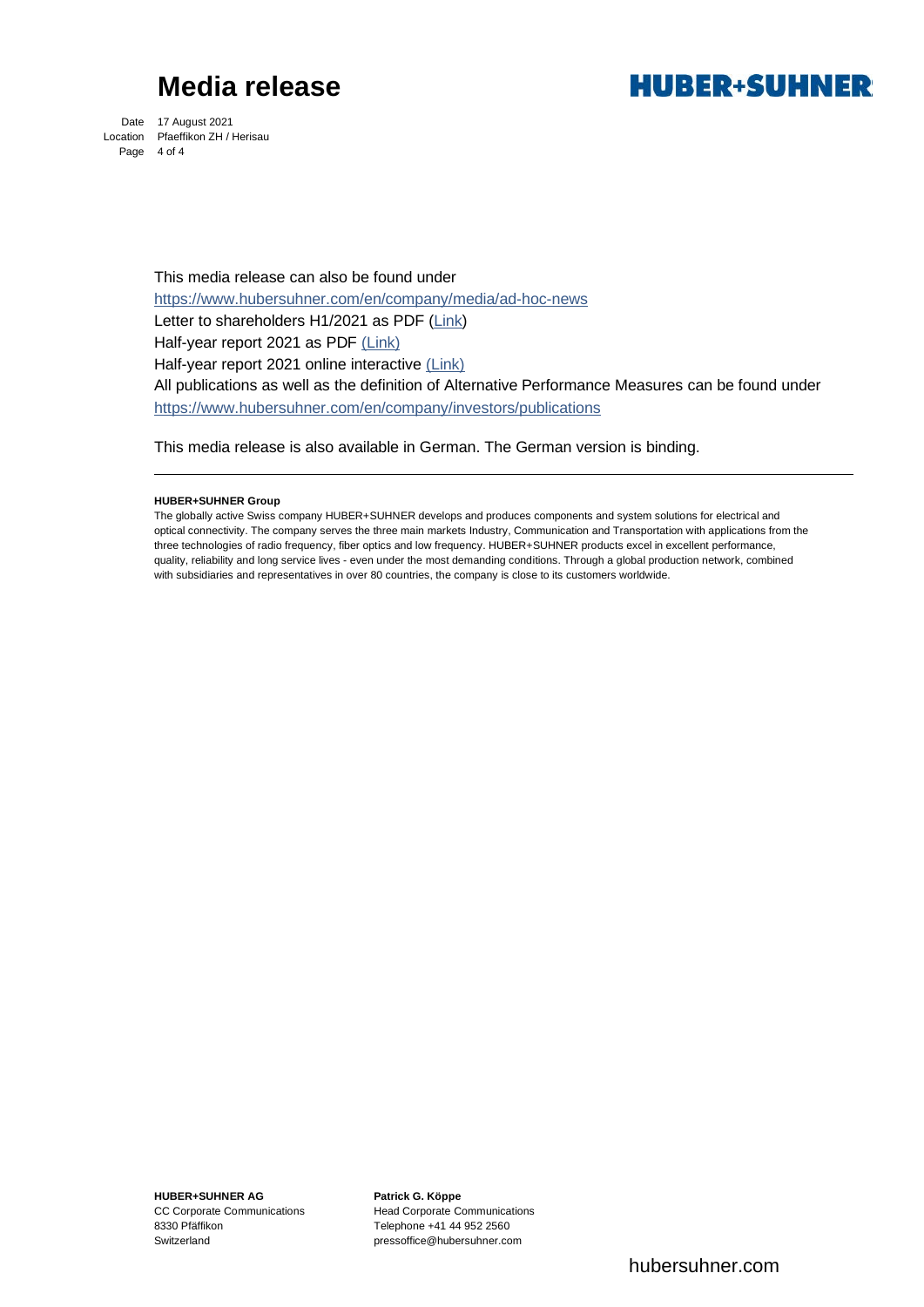This media release can also be found under
https://www.hubersuhner.com/en/company/media/ad-hoc-news
Letter to shareholders H1/2021 as PDF (Link)
Half-year report 2021 as PDF (Link)
Half-year report 2021 online interactive (Link)
All publications as well as the definition of Alternative Performance Measures can be found under
https://www.hubersuhner.com/en/company/investors/publications

This media release is also available in German. The German version is binding.

---

**HUBER+SUHNER Group**

The globally active Swiss company HUBER+SUHNER develops and produces components and system solutions for electrical and optical connectivity. The company serves the three main markets Industry, Communication and Transportation with applications from the three technologies of radio frequency, fiber optics and low frequency. HUBER+SUHNER products excel in excellent performance, quality, reliability and long service lives - even under the most demanding conditions. Through a global production network, combined with subsidiaries and representatives in over 80 countries, the company is close to its customers worldwide.

**HUBER+SUHNER AG**
CC Corporate Communications
8330 Pfäffikon
Switzerland

**Patrick G. Köppe**
Head Corporate Communications
Telephone +41 44 952 2560
pressoffice@hubersuhner.com

hubersuhner.com